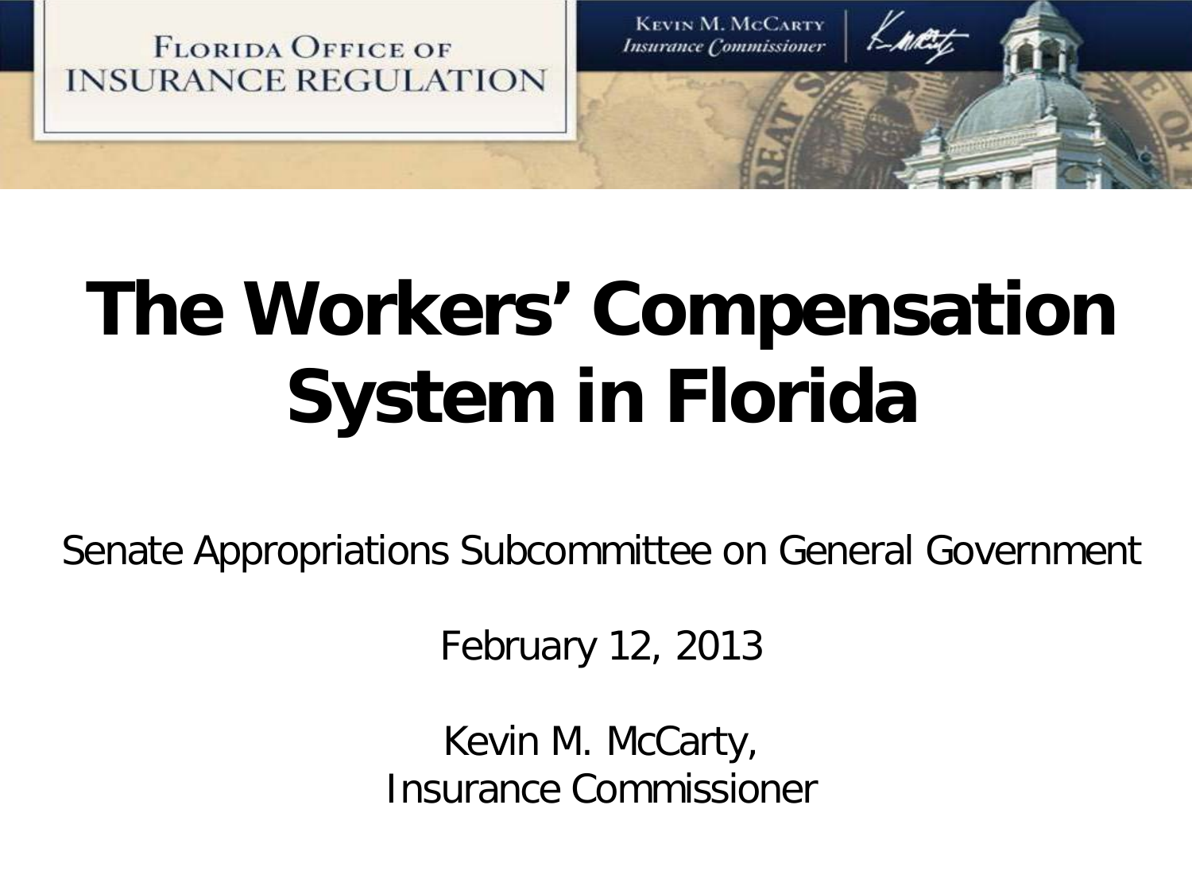FLORIDA OFFICE OF INSURANCE REGULATION

KEVIN M. MCCARTY *Insurance Commissioner*

# The Workers' Compensation System in Florida

Senate Appropriations Subcommittee on General Government

February 12, 2013

Kevin M. McCarty,
Insurance Commissioner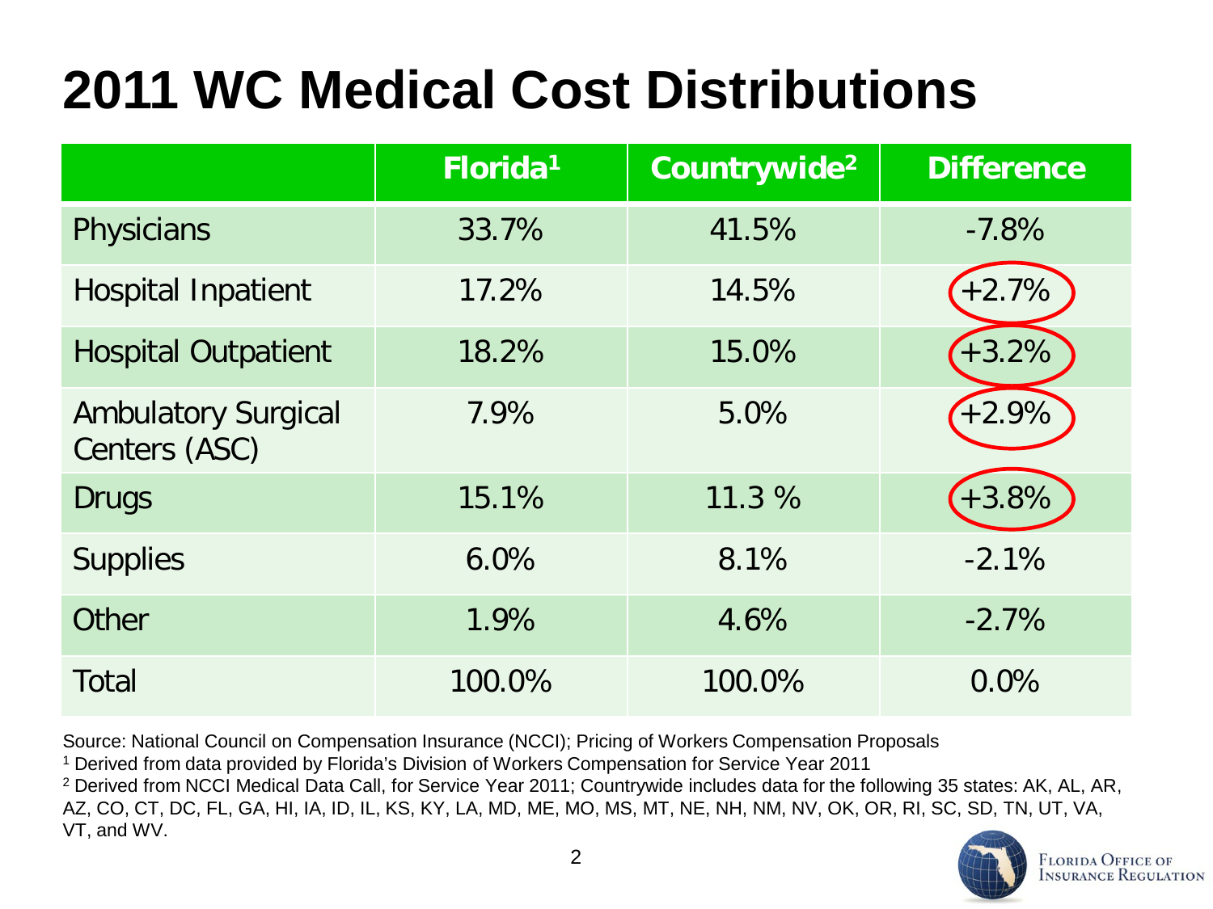# 2011 WC Medical Cost Distributions

| | Florida[1] | Countrywide[2] | Difference |
|---|---|---|---|
| Physicians | 33.7% | 41.5% | -7.8% |
| Hospital Inpatient | 17.2% | 14.5% | +2.7% |
| Hospital Outpatient | 18.2% | 15.0% | +3.2% |
| Ambulatory Surgical Centers (ASC) | 7.9% | 5.0% | +2.9% |
| Drugs | 15.1% | 11.3 % | +3.8% |
| Supplies | 6.0% | 8.1% | -2.1% |
| Other | 1.9% | 4.6% | -2.7% |
| Total | 100.0% | 100.0% | 0.0% |

Source: National Council on Compensation Insurance (NCCI); Pricing of Workers Compensation Proposals

[1] Derived from data provided by Florida's Division of Workers Compensation for Service Year 2011

[2] Derived from NCCI Medical Data Call, for Service Year 2011; Countrywide includes data for the following 35 states: AK, AL, AR, AZ, CO, CT, DC, FL, GA, HI, IA, ID, IL, KS, KY, LA, MD, ME, MO, MS, MT, NE, NH, NM, NV, OK, OR, RI, SC, SD, TN, UT, VA, VT, and WV.

Florida Office of Insurance Regulation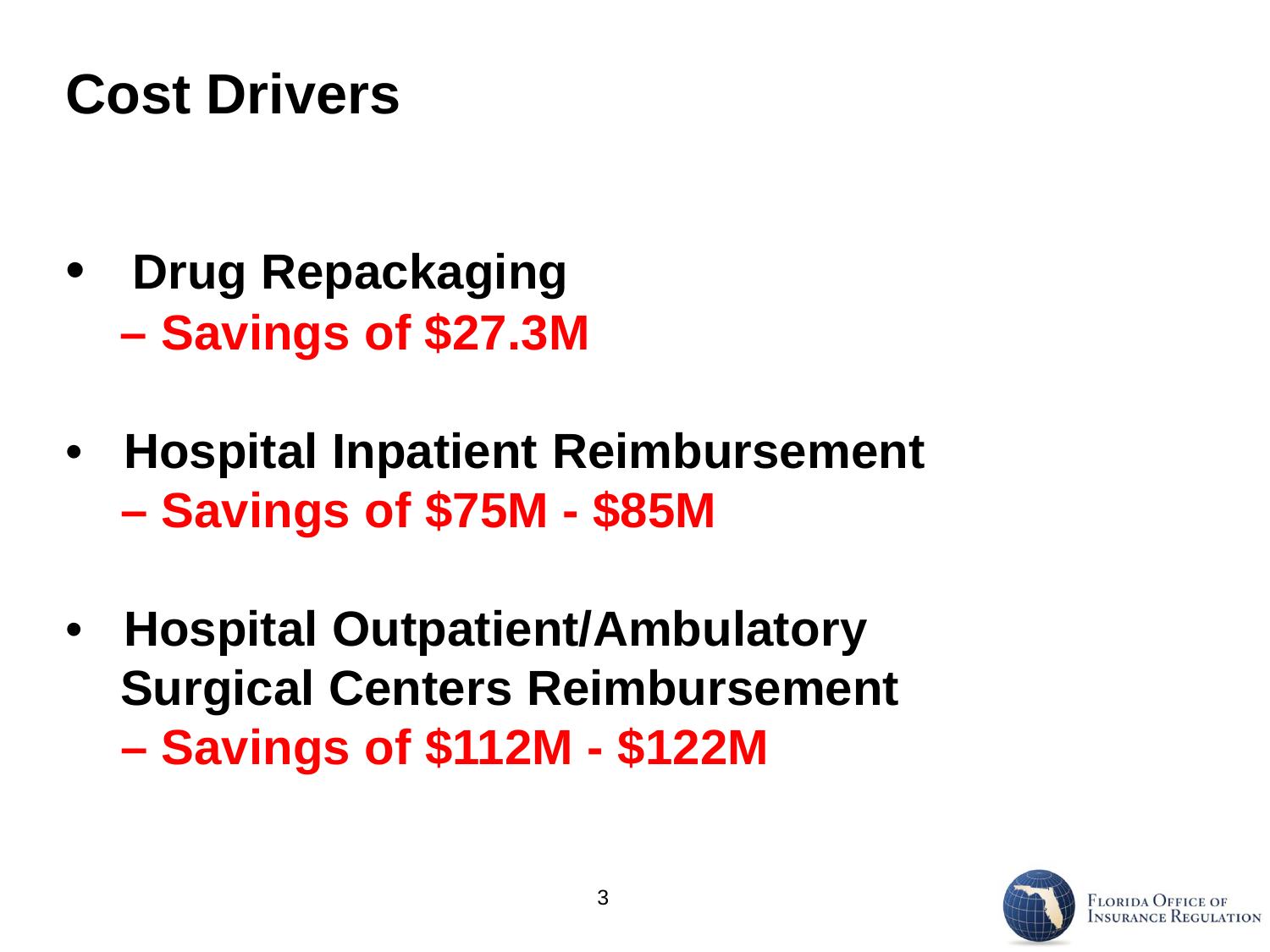# Cost Drivers

- **Drug Repackaging**
  - **Savings of $27.3M**
- **Hospital Inpatient Reimbursement**
  - **Savings of $75M - $85M**
- **Hospital Outpatient/Ambulatory Surgical Centers Reimbursement**
  - **Savings of $112M - $122M**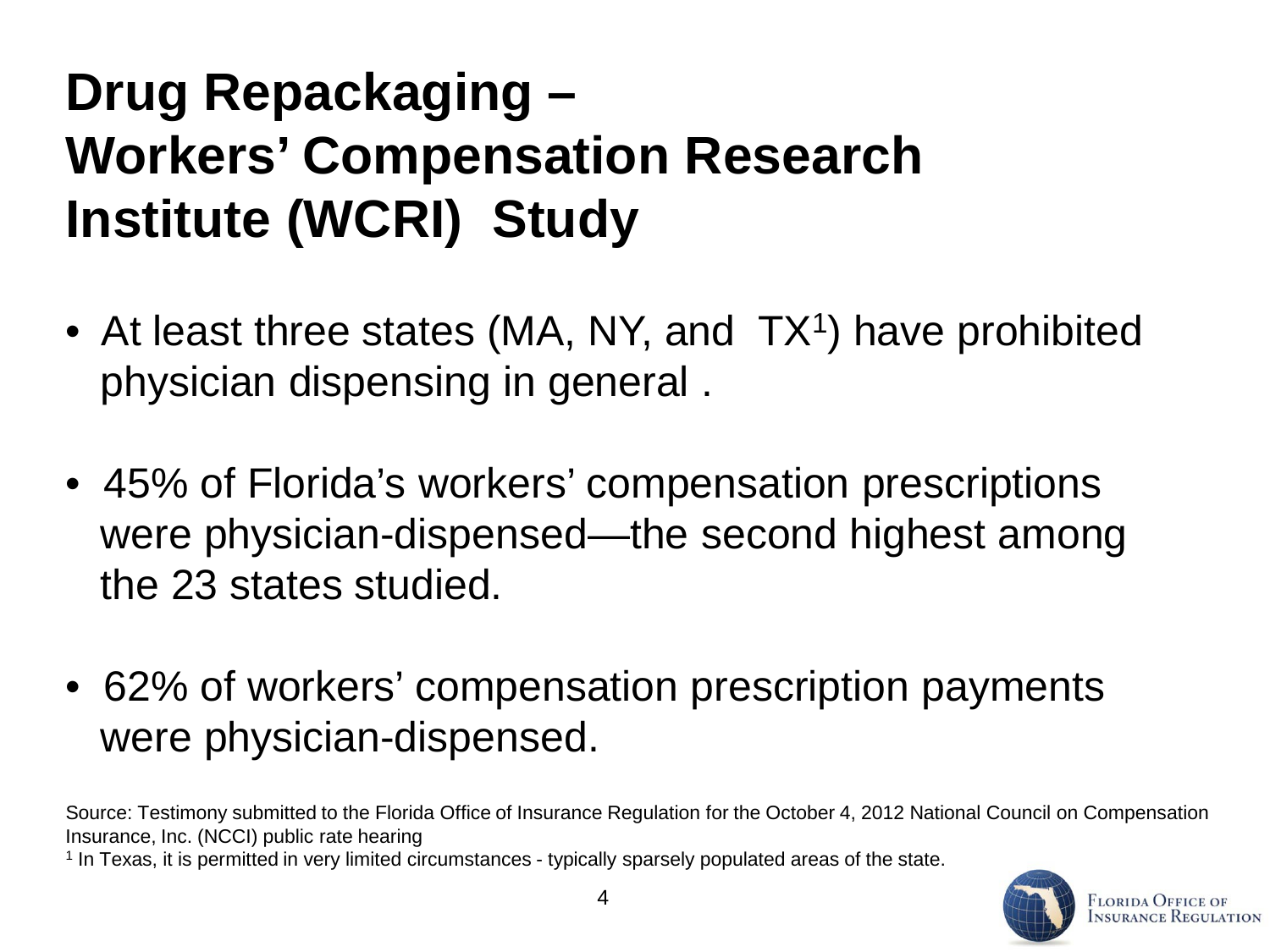# Drug Repackaging – Workers' Compensation Research Institute (WCRI) Study

- At least three states (MA, NY, and TX[1]) have prohibited physician dispensing in general .
- 45% of Florida's workers' compensation prescriptions were physician-dispensed—the second highest among the 23 states studied.
- 62% of workers' compensation prescription payments were physician-dispensed.

Source: Testimony submitted to the Florida Office of Insurance Regulation for the October 4, 2012 National Council on Compensation Insurance, Inc. (NCCI) public rate hearing

[1] In Texas, it is permitted in very limited circumstances - typically sparsely populated areas of the state.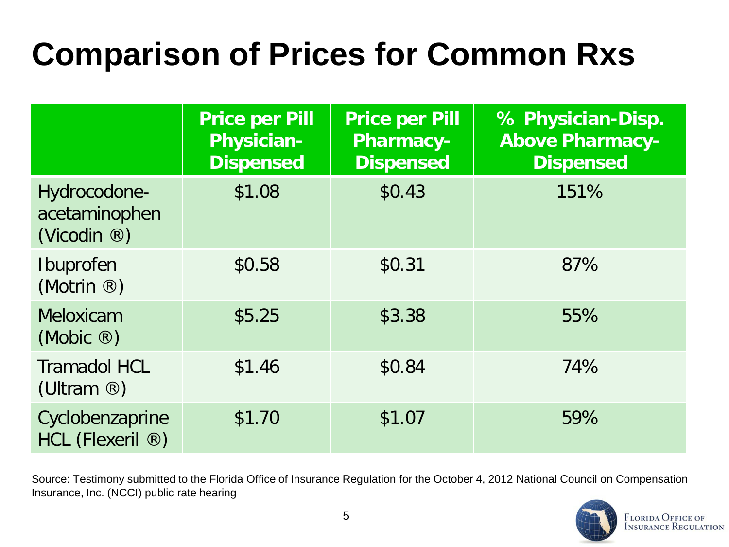# Comparison of Prices for Common Rxs

| | Price per Pill Physician-Dispensed | Price per Pill Pharmacy-Dispensed | % Physician-Disp. Above Pharmacy-Dispensed |
|---|---|---|---|
| Hydrocodone-acetaminophen (Vicodin ®) | $1.08 | $0.43 | 151% |
| Ibuprofen (Motrin ®) | $0.58 | $0.31 | 87% |
| Meloxicam (Mobic ®) | $5.25 | $3.38 | 55% |
| Tramadol HCL (Ultram ®) | $1.46 | $0.84 | 74% |
| Cyclobenzaprine HCL (Flexeril ®) | $1.70 | $1.07 | 59% |

Source: Testimony submitted to the Florida Office of Insurance Regulation for the October 4, 2012 National Council on Compensation Insurance, Inc. (NCCI) public rate hearing

Florida Office of Insurance Regulation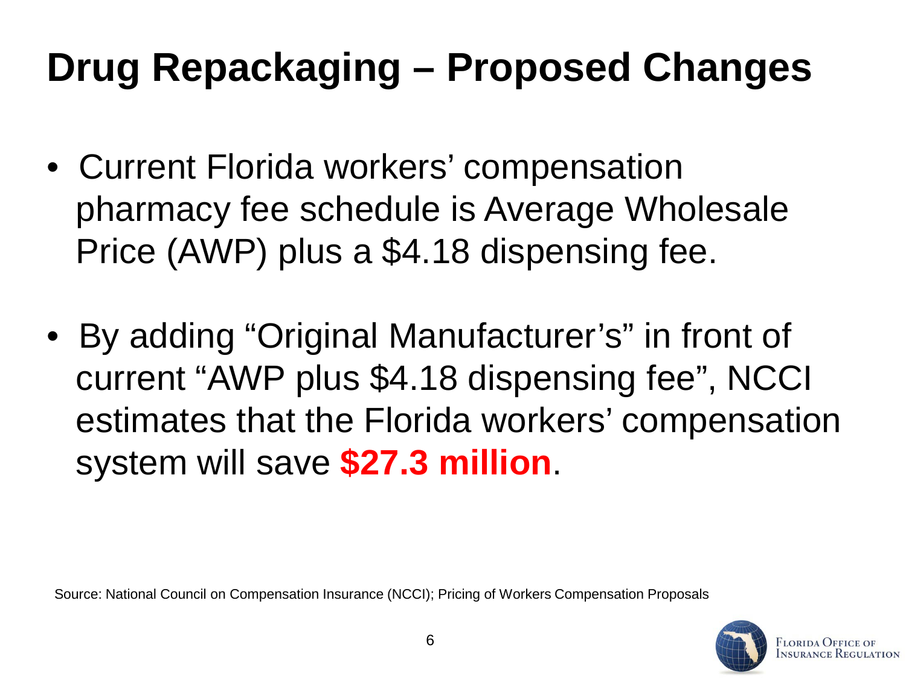# Drug Repackaging – Proposed Changes

- Current Florida workers' compensation pharmacy fee schedule is Average Wholesale Price (AWP) plus a $4.18 dispensing fee.

- By adding "Original Manufacturer's" in front of current "AWP plus $4.18 dispensing fee", NCCI estimates that the Florida workers' compensation system will save **$27.3 million**.

Source: National Council on Compensation Insurance (NCCI); Pricing of Workers Compensation Proposals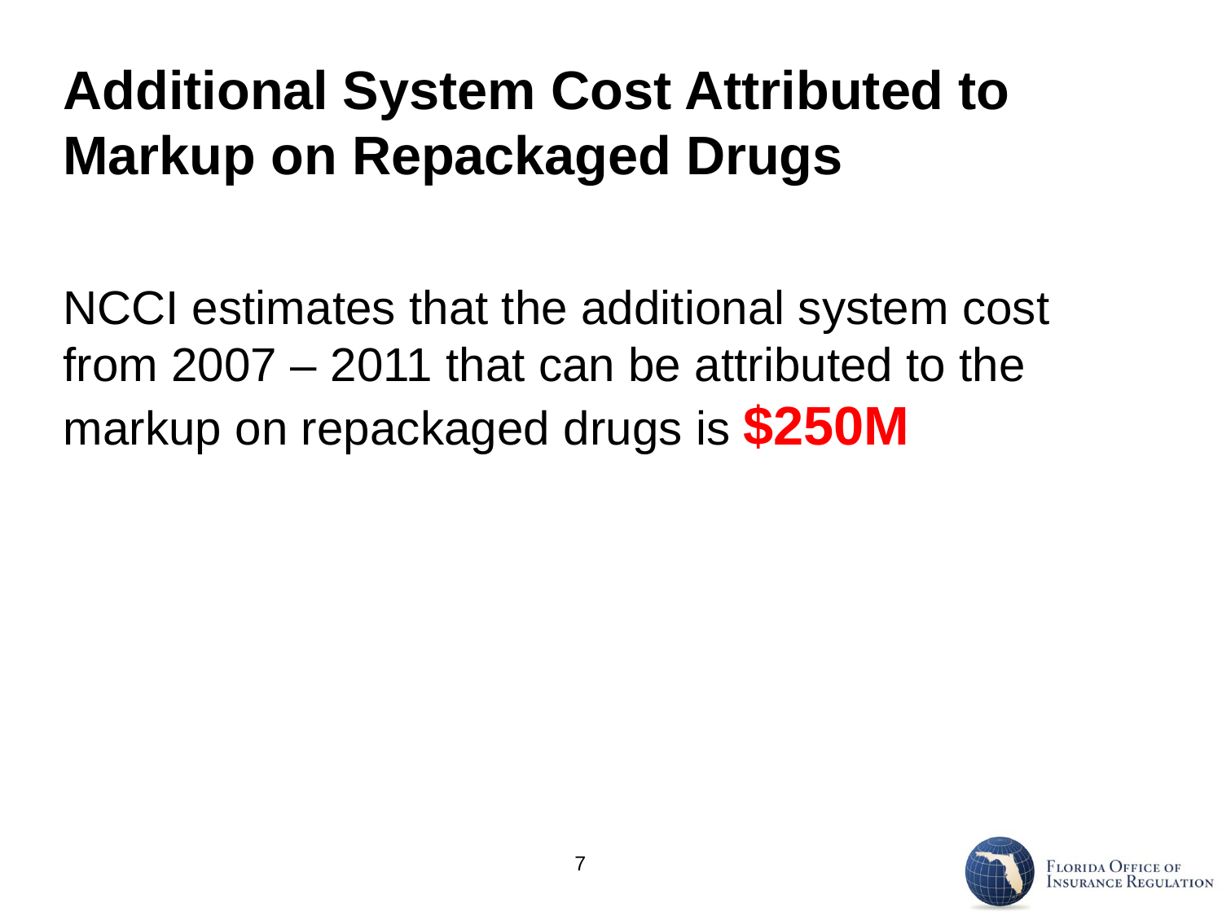# Additional System Cost Attributed to Markup on Repackaged Drugs

NCCI estimates that the additional system cost from 2007 – 2011 that can be attributed to the markup on repackaged drugs is **$250M**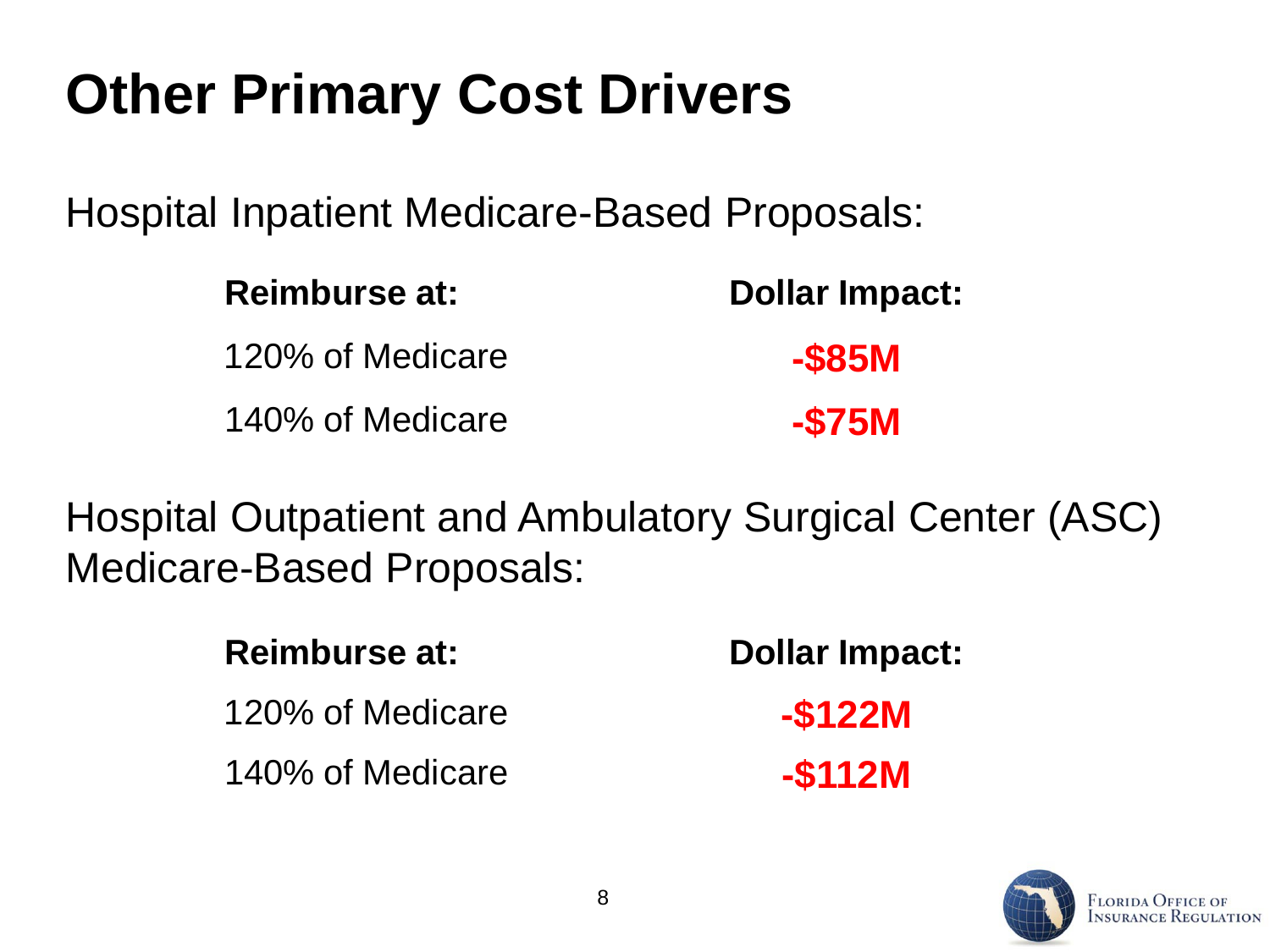# Other Primary Cost Drivers

Hospital Inpatient Medicare-Based Proposals:

| **Reimburse at:** | **Dollar Impact:** |
|---|---|
| 120% of Medicare | **-$85M** |
| 140% of Medicare | **-$75M** |

Hospital Outpatient and Ambulatory Surgical Center (ASC) Medicare-Based Proposals:

| **Reimburse at:** | **Dollar Impact:** |
|---|---|
| 120% of Medicare | **-$122M** |
| 140% of Medicare | **-$112M** |

Florida Office of Insurance Regulation